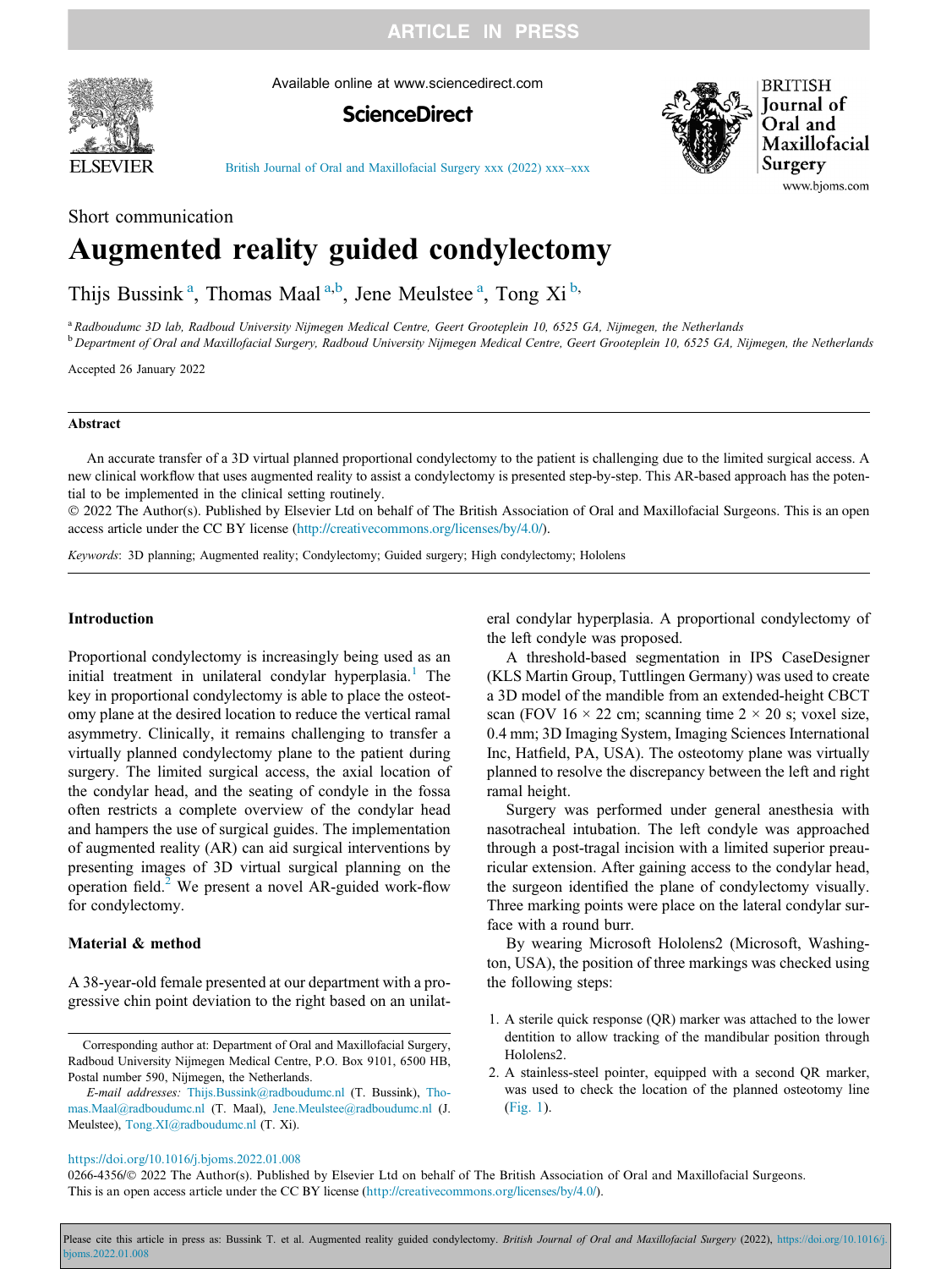Short communication

# Augmented reality guided condylectomy

Thijs Bussink [a], Thomas Maal [a,b], Jene Meulstee [a], Tong Xi [b],

[a] Radboudumc 3D lab, Radboud University Nijmegen Medical Centre, Geert Grooteplein 10, 6525 GA, Nijmegen, the Netherlands
[b] Department of Oral and Maxillofacial Surgery, Radboud University Nijmegen Medical Centre, Geert Grooteplein 10, 6525 GA, Nijmegen, the Netherlands

Accepted 26 January 2022

## Abstract

An accurate transfer of a 3D virtual planned proportional condylectomy to the patient is challenging due to the limited surgical access. A new clinical workflow that uses augmented reality to assist a condylectomy is presented step-by-step. This AR-based approach has the potential to be implemented in the clinical setting routinely.

© 2022 The Author(s). Published by Elsevier Ltd on behalf of The British Association of Oral and Maxillofacial Surgeons. This is an open access article under the CC BY license (http://creativecommons.org/licenses/by/4.0/).

*Keywords*: 3D planning; Augmented reality; Condylectomy; Guided surgery; High condylectomy; Hololens

## Introduction

Proportional condylectomy is increasingly being used as an initial treatment in unilateral condylar hyperplasia.[1] The key in proportional condylectomy is able to place the osteotomy plane at the desired location to reduce the vertical ramal asymmetry. Clinically, it remains challenging to transfer a virtually planned condylectomy plane to the patient during surgery. The limited surgical access, the axial location of the condylar head, and the seating of condyle in the fossa often restricts a complete overview of the condylar head and hampers the use of surgical guides. The implementation of augmented reality (AR) can aid surgical interventions by presenting images of 3D virtual surgical planning on the operation field.[2] We present a novel AR-guided work-flow for condylectomy.

## Material & method

A 38-year-old female presented at our department with a progressive chin point deviation to the right based on an unilateral condylar hyperplasia. A proportional condylectomy of the left condyle was proposed.

A threshold-based segmentation in IPS CaseDesigner (KLS Martin Group, Tuttlingen Germany) was used to create a 3D model of the mandible from an extended-height CBCT scan (FOV 16 × 22 cm; scanning time 2 × 20 s; voxel size, 0.4 mm; 3D Imaging System, Imaging Sciences International Inc, Hatfield, PA, USA). The osteotomy plane was virtually planned to resolve the discrepancy between the left and right ramal height.

Surgery was performed under general anesthesia with nasotracheal intubation. The left condyle was approached through a post-tragal incision with a limited superior preauricular extension. After gaining access to the condylar head, the surgeon identified the plane of condylectomy visually. Three marking points were place on the lateral condylar surface with a round burr.

By wearing Microsoft Hololens2 (Microsoft, Washington, USA), the position of three markings was checked using the following steps:

1. A sterile quick response (QR) marker was attached to the lower dentition to allow tracking of the mandibular position through Hololens2.
2. A stainless-steel pointer, equipped with a second QR marker, was used to check the location of the planned osteotomy line (Fig. 1).

Corresponding author at: Department of Oral and Maxillofacial Surgery, Radboud University Nijmegen Medical Centre, P.O. Box 9101, 6500 HB, Postal number 590, Nijmegen, the Netherlands.

*E-mail addresses:* Thijs.Bussink@radboudumc.nl (T. Bussink), Thomas.Maal@radboudumc.nl (T. Maal), Jene.Meulstee@radboudumc.nl (J. Meulstee), Tong.XI@radboudumc.nl (T. Xi).

https://doi.org/10.1016/j.bjoms.2022.01.008
0266-4356/© 2022 The Author(s). Published by Elsevier Ltd on behalf of The British Association of Oral and Maxillofacial Surgeons.
This is an open access article under the CC BY license (http://creativecommons.org/licenses/by/4.0/).

Please cite this article in press as: Bussink T. et al. Augmented reality guided condylectomy. *British Journal of Oral and Maxillofacial Surgery* (2022), https://doi.org/10.1016/j.bjoms.2022.01.008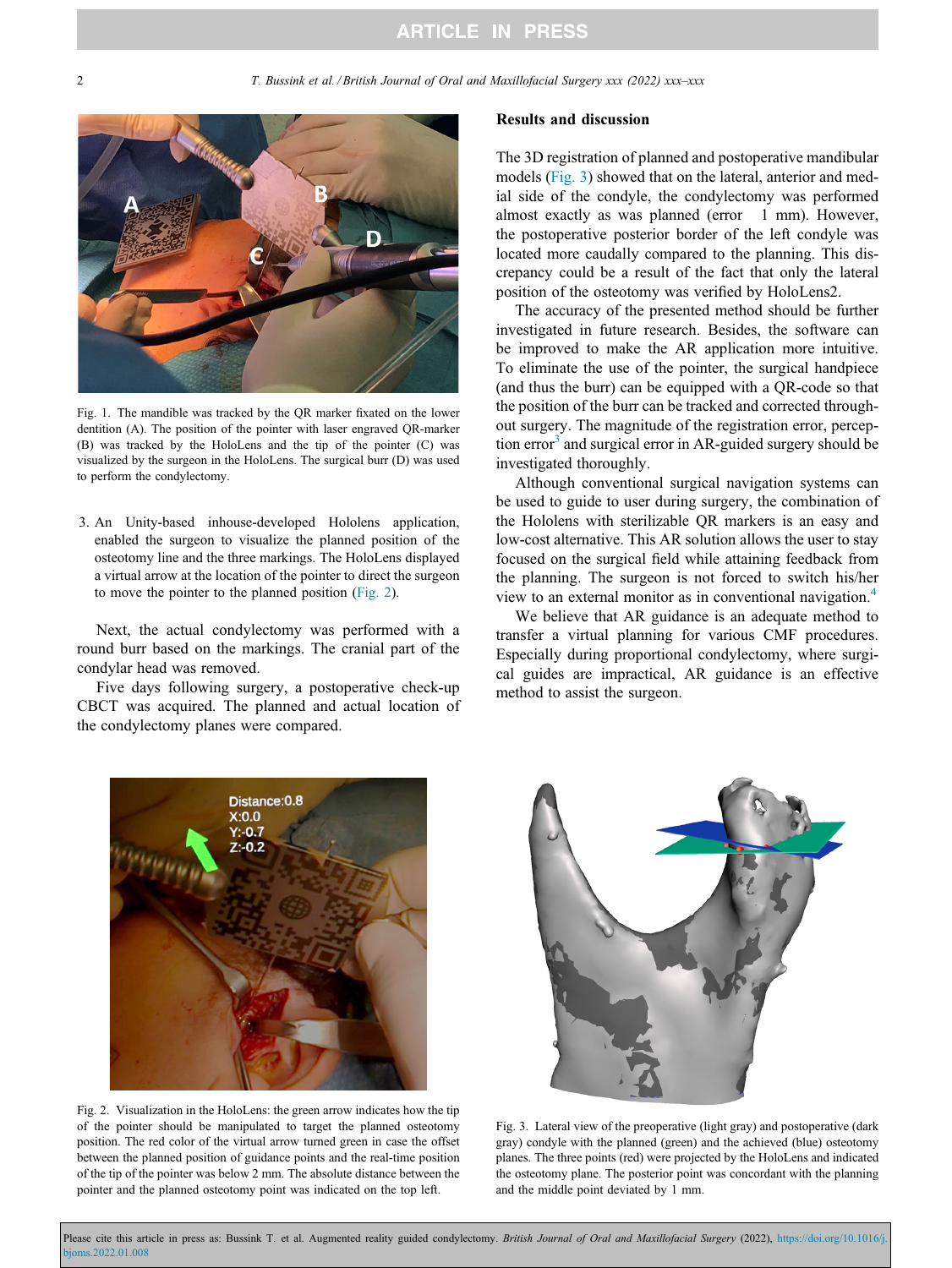Fig. 1. The mandible was tracked by the QR marker fixated on the lower dentition (A). The position of the pointer with laser engraved QR-marker (B) was tracked by the HoloLens and the tip of the pointer (C) was visualized by the surgeon in the HoloLens. The surgical burr (D) was used to perform the condylectomy.

3. An Unity-based inhouse-developed Hololens application, enabled the surgeon to visualize the planned position of the osteotomy line and the three markings. The HoloLens displayed a virtual arrow at the location of the pointer to direct the surgeon to move the pointer to the planned position (Fig. 2).

Next, the actual condylectomy was performed with a round burr based on the markings. The cranial part of the condylar head was removed.

Five days following surgery, a postoperative check-up CBCT was acquired. The planned and actual location of the condylectomy planes were compared.

## Results and discussion

The 3D registration of planned and postoperative mandibular models (Fig. 3) showed that on the lateral, anterior and medial side of the condyle, the condylectomy was performed almost exactly as was planned (error 1 mm). However, the postoperative posterior border of the left condyle was located more caudally compared to the planning. This discrepancy could be a result of the fact that only the lateral position of the osteotomy was verified by HoloLens2.

The accuracy of the presented method should be further investigated in future research. Besides, the software can be improved to make the AR application more intuitive. To eliminate the use of the pointer, the surgical handpiece (and thus the burr) can be equipped with a QR-code so that the position of the burr can be tracked and corrected throughout surgery. The magnitude of the registration error, perception error[3] and surgical error in AR-guided surgery should be investigated thoroughly.

Although conventional surgical navigation systems can be used to guide to user during surgery, the combination of the Hololens with sterilizable QR markers is an easy and low-cost alternative. This AR solution allows the user to stay focused on the surgical field while attaining feedback from the planning. The surgeon is not forced to switch his/her view to an external monitor as in conventional navigation.[4]

We believe that AR guidance is an adequate method to transfer a virtual planning for various CMF procedures. Especially during proportional condylectomy, where surgical guides are impractical, AR guidance is an effective method to assist the surgeon.

Fig. 2. Visualization in the HoloLens: the green arrow indicates how the tip of the pointer should be manipulated to target the planned osteotomy position. The red color of the virtual arrow turned green in case the offset between the planned position of guidance points and the real-time position of the tip of the pointer was below 2 mm. The absolute distance between the pointer and the planned osteotomy point was indicated on the top left.

Fig. 3. Lateral view of the preoperative (light gray) and postoperative (dark gray) condyle with the planned (green) and the achieved (blue) osteotomy planes. The three points (red) were projected by the HoloLens and indicated the osteotomy plane. The posterior point was concordant with the planning and the middle point deviated by 1 mm.

Please cite this article in press as: Bussink T. et al. Augmented reality guided condylectomy. *British Journal of Oral and Maxillofacial Surgery* (2022), https://doi.org/10.1016/j.bjoms.2022.01.008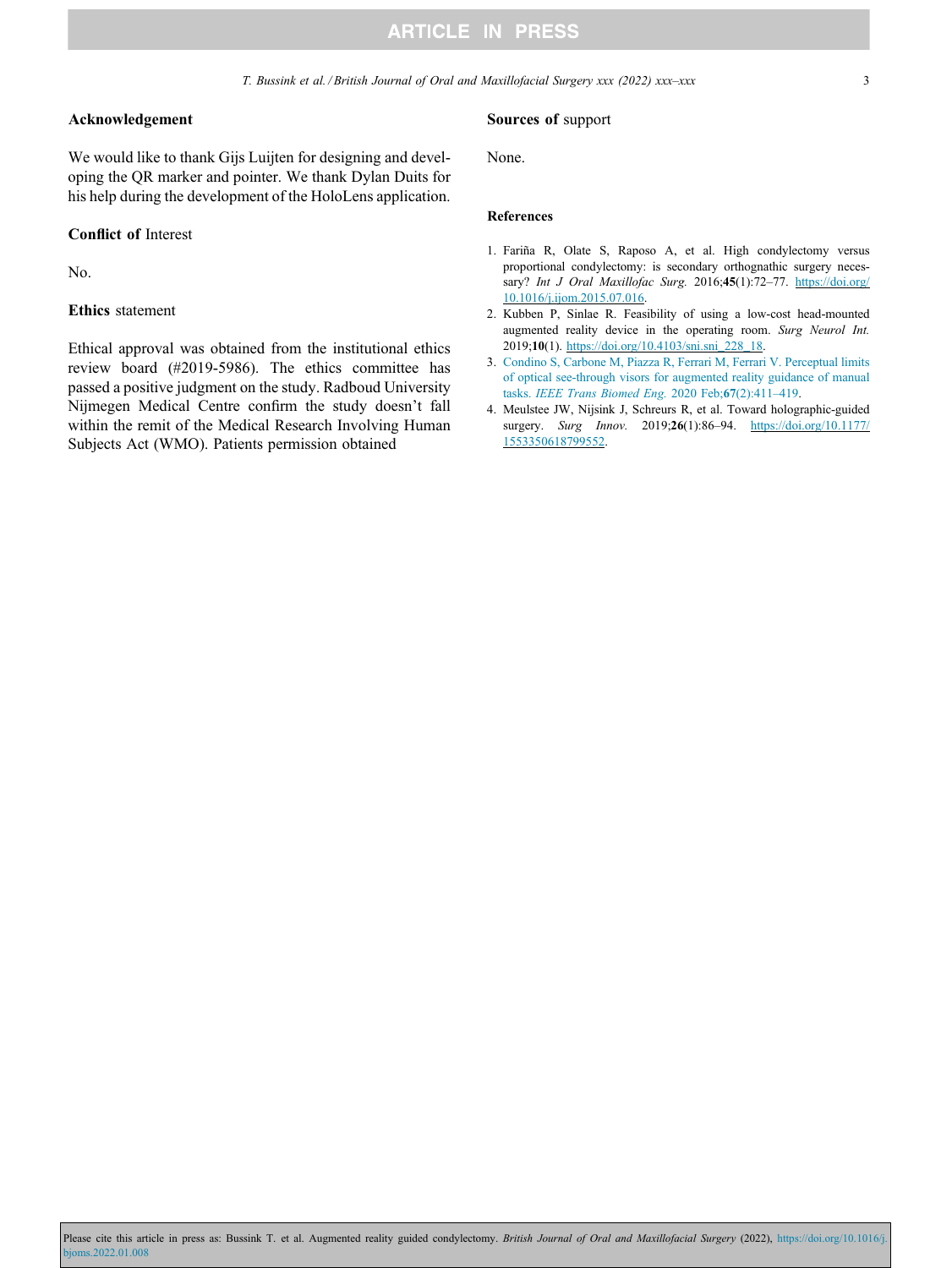## Acknowledgement

We would like to thank Gijs Luijten for designing and developing the QR marker and pointer. We thank Dylan Duits for his help during the development of the HoloLens application.

## Conflict of Interest

No.

## Ethics statement

Ethical approval was obtained from the institutional ethics review board (#2019-5986). The ethics committee has passed a positive judgment on the study. Radboud University Nijmegen Medical Centre confirm the study doesn't fall within the remit of the Medical Research Involving Human Subjects Act (WMO). Patients permission obtained

## Sources of support

None.

## References

1. Fariña R, Olate S, Raposo A, et al. High condylectomy versus proportional condylectomy: is secondary orthognathic surgery necessary? *Int J Oral Maxillofac Surg.* 2016;**45**(1):72–77. https://doi.org/10.1016/j.ijom.2015.07.016.
2. Kubben P, Sinlae R. Feasibility of using a low-cost head-mounted augmented reality device in the operating room. *Surg Neurol Int.* 2019;**10**(1). https://doi.org/10.4103/sni.sni_228_18.
3. Condino S, Carbone M, Piazza R, Ferrari M, Ferrari V. Perceptual limits of optical see-through visors for augmented reality guidance of manual tasks. *IEEE Trans Biomed Eng.* 2020 Feb;**67**(2):411–419.
4. Meulstee JW, Nijsink J, Schreurs R, et al. Toward holographic-guided surgery. *Surg Innov.* 2019;**26**(1):86–94. https://doi.org/10.1177/1553350618799552.

Please cite this article in press as: Bussink T. et al. Augmented reality guided condylectomy. *British Journal of Oral and Maxillofacial Surgery* (2022), https://doi.org/10.1016/j.bjoms.2022.01.008